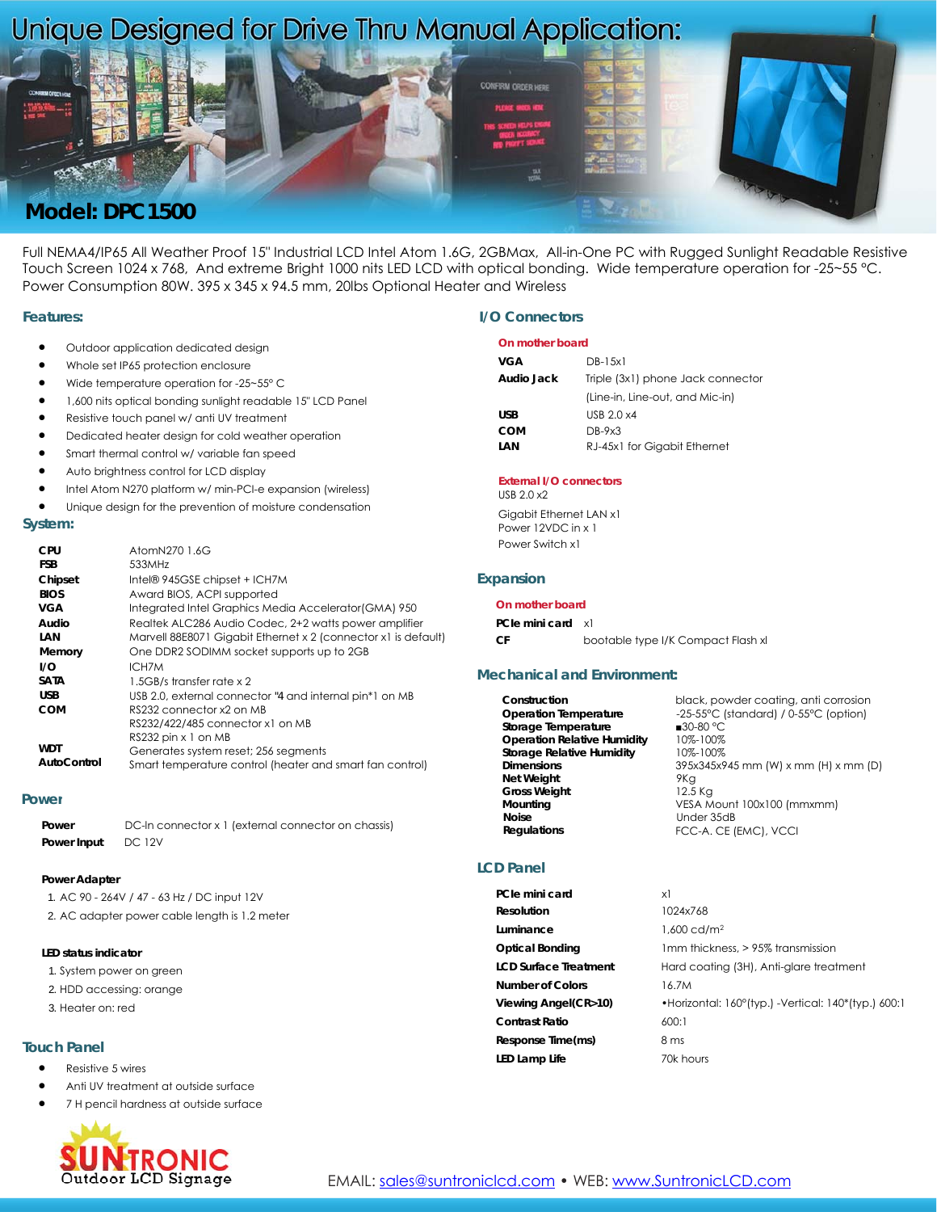# Unique Designed for Drive Thru Manual Application:

## Model: DPC1500

Full NEMA4/IP65 All Weather Proof 15" Industrial LCD Intel Atom 1.6G, 2GBMax, All-in-One PC with Rugged Sunlight Readable Resistive Touch Screen 1024 x 768, And extreme Bright 1000 nits LED LCD with optical bonding. Wide temperature operation for -25~55 °C. Power Consumption 80W. 395 x 345 x 94.5 mm, 20lbs Optional Heater and Wireless

### Features:

- Outdoor application dedicated design
- Whole set IP65 protection enclosure
- Wide temperature operation for -25~55° C
- 1,600 nits optical bonding sunlight readable 15" LCD Panel
- Resistive touch panel w/ anti UV treatment
- Dedicated heater design for cold weather operation
- Smart thermal control w/ variable fan speed
- Auto brightness control for LCD display
- Intel Atom N270 platform w/ min-PCI-e expansion (wireless)
- Unique design for the prevention of moisture condensation

### System:

| | |
|---|---|
| **CPU** | AtomN270 1.6G |
| **FSB** | 533MHz |
| **Chipset** | Intel® 945GSE chipset + ICH7M |
| **BIOS** | Award BIOS, ACPI supported |
| **VGA** | Integrated Intel Graphics Media Accelerator(GMA) 950 |
| **Audio** | Realtek ALC286 Audio Codec, 2+2 watts power amplifier |
| **LAN** | Marvell 88E8071 Gigabit Ethernet x 2 (connector x1 is default) |
| **Memory** | One DDR2 SODIMM socket supports up to 2GB |
| **I/O** | ICH7M |
| **SATA** | 1.5GB/s transfer rate x 2 |
| **USB** | USB 2.0, external connector "4 and internal pin*1 on MB |
| **COM** | RS232 connector x2 on MB<br>RS232/422/485 connector x1 on MB<br>RS232 pin x 1 on MB |
| **WDT** | Generates system reset; 256 segments |
| **AutoControl** | Smart temperature control (heater and smart fan control) |

### Power

| | |
|---|---|
| **Power** | DC-In connector x 1 (external connector on chassis) |
| **Power Input** | DC 12V |

**Power Adapter**

1. AC 90 - 264V / 47 - 63 Hz / DC input 12V
2. AC adapter power cable length is 1.2 meter

**LED status indicator**

1. System power on green
2. HDD accessing: orange
3. Heater on: red

### Touch Panel

- Resistive 5 wires
- Anti UV treatment at outside surface
- 7 H pencil hardness at outside surface

### I/O Connectors

**On mother board**

| | |
|---|---|
| **VGA** | DB-15x1 |
| **Audio Jack** | Triple (3x1) phone Jack connector<br>(Line-in, Line-out, and Mic-in) |
| **USB** | USB 2.0 x4 |
| **COM** | DB-9x3 |
| **LAN** | RJ-45x1 for Gigabit Ethernet |

**External I/O connectors**

USB 2.0 x2

Gigabit Ethernet LAN x1

Power 12VDC in x 1

Power Switch x1

### Expansion

**On mother board**

| | |
|---|---|
| **PCIe mini card** | x1 |
| **CF** | bootable type I/K Compact Flash xl |

### Mechanical and Environment:

| | |
|---|---|
| **Construction** | black, powder coating, anti corrosion |
| **Operation Temperature** | -25-55°C (standard) / 0-55°C (option) |
| **Storage Temperature** | ■30-80 °C |
| **Operation Relative Humidity** | 10%-100% |
| **Storage Relative Humidity** | 10%-100% |
| **Dimensions** | 395x345x945 mm (W) x mm (H) x mm (D) |
| **Net Weight** | 9Kg |
| **Gross Weight** | 12.5 Kg |
| **Mounting** | VESA Mount 100x100 (mmxmm) |
| **Noise** | Under 35dB |
| **Regulations** | FCC-A. CE (EMC), VCCI |

### LCD Panel

| | |
|---|---|
| **PCIe mini card** | x1 |
| **Resolution** | 1024x768 |
| **Luminance** | 1,600 cd/m² |
| **Optical Bonding** | 1mm thickness, > 95% transmission |
| **LCD Surface Treatment** | Hard coating (3H), Anti-glare treatment |
| **Number of Colors** | 16.7M |
| **Viewing Angel(CR>10)** | •Horizontal: 160°(typ.) -Vertical: 140*(typ.) 600:1 |
| **Contrast Ratio** | 600:1 |
| **Response Time(ms)** | 8 ms |
| **LED Lamp Life** | 70k hours |

SUNTRONIC Outdoor LCD Signage

EMAIL: sales@suntroniclcd.com • WEB: www.SuntronicLCD.com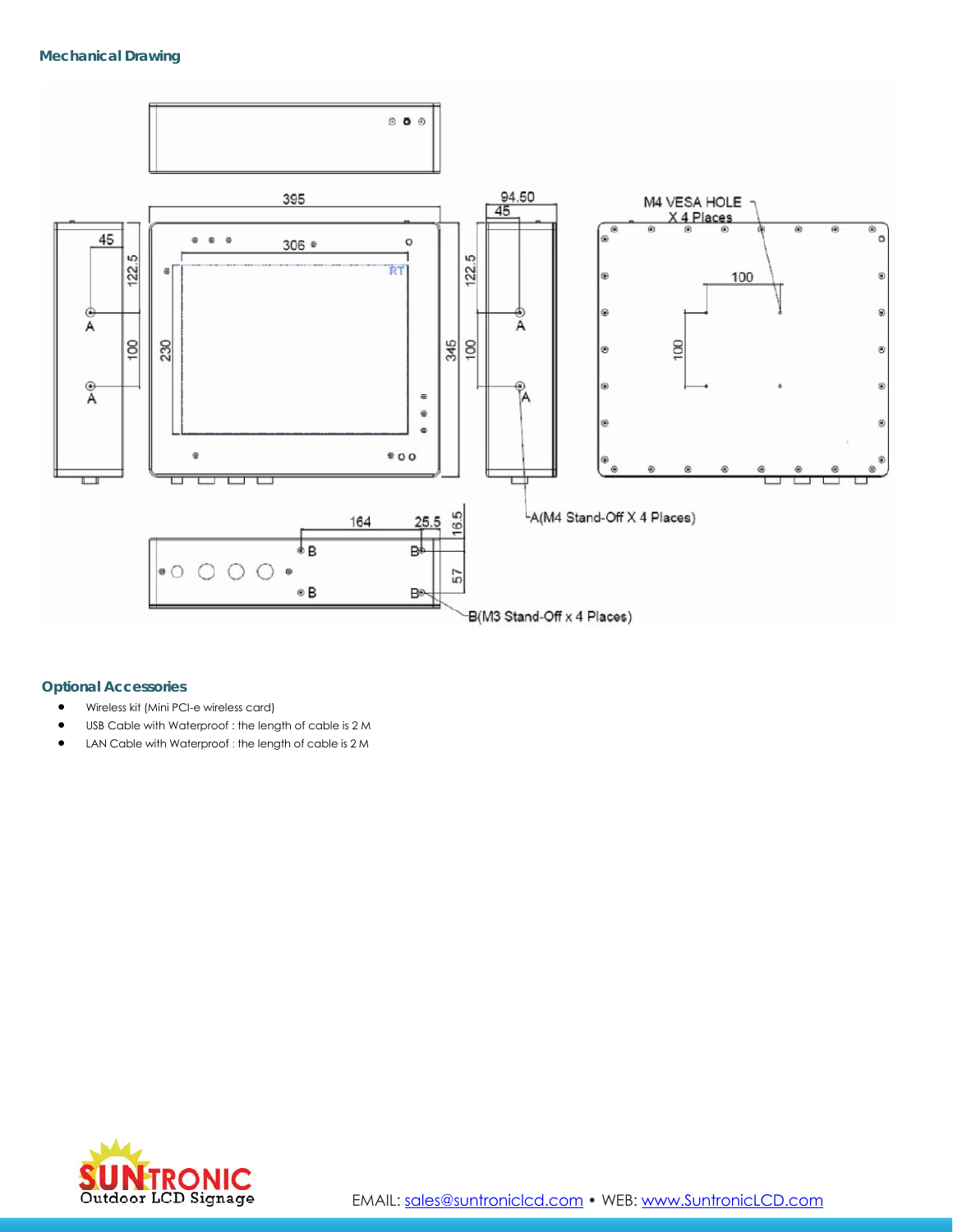## Mechanical Drawing

395

94.50

45

M4 VESA HOLE X 4 Places

306

122.5

230

345

100

RT

A

A(M4 Stand-Off X 4 Places)

164

25.5

16.5

57

B

B(M3 Stand-Off x 4 Places)

## Optional Accessories

- Wireless kit (Mini PCI-e wireless card)
- USB Cable with Waterproof : the length of cable is 2 M
- LAN Cable with Waterproof : the length of cable is 2 M

SUNTRONIC Outdoor LCD Signage

EMAIL: sales@suntroniclcd.com • WEB: www.SuntronicLCD.com